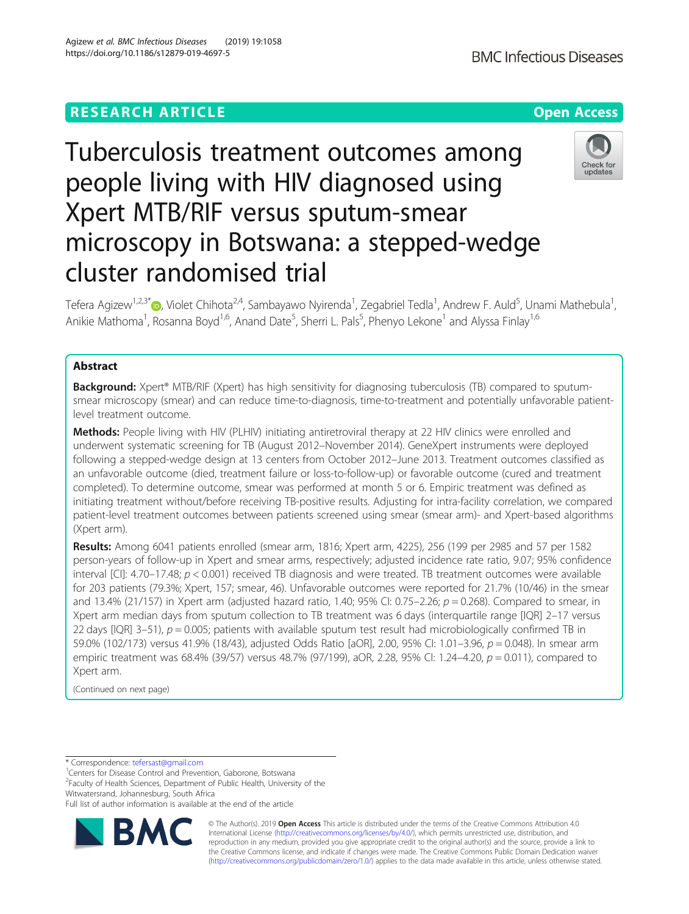RESEARCH ARTICLE

Open Access

# Tuberculosis treatment outcomes among people living with HIV diagnosed using Xpert MTB/RIF versus sputum-smear microscopy in Botswana: a stepped-wedge cluster randomised trial

Tefera Agizew[1,2,3*], Violet Chihota[2,4], Sambayawo Nyirenda[1], Zegabriel Tedla[1], Andrew F. Auld[5], Unami Mathebula[1], Anikie Mathoma[1], Rosanna Boyd[1,6], Anand Date[5], Sherri L. Pals[5], Phenyo Lekone[1] and Alyssa Finlay[1,6]

## Abstract

**Background:** Xpert® MTB/RIF (Xpert) has high sensitivity for diagnosing tuberculosis (TB) compared to sputum-smear microscopy (smear) and can reduce time-to-diagnosis, time-to-treatment and potentially unfavorable patient-level treatment outcome.

**Methods:** People living with HIV (PLHIV) initiating antiretroviral therapy at 22 HIV clinics were enrolled and underwent systematic screening for TB (August 2012–November 2014). GeneXpert instruments were deployed following a stepped-wedge design at 13 centers from October 2012–June 2013. Treatment outcomes classified as an unfavorable outcome (died, treatment failure or loss-to-follow-up) or favorable outcome (cured and treatment completed). To determine outcome, smear was performed at month 5 or 6. Empiric treatment was defined as initiating treatment without/before receiving TB-positive results. Adjusting for intra-facility correlation, we compared patient-level treatment outcomes between patients screened using smear (smear arm)- and Xpert-based algorithms (Xpert arm).

**Results:** Among 6041 patients enrolled (smear arm, 1816; Xpert arm, 4225), 256 (199 per 2985 and 57 per 1582 person-years of follow-up in Xpert and smear arms, respectively; adjusted incidence rate ratio, 9.07; 95% confidence interval [CI]: 4.70–17.48; $p < 0.001$) received TB diagnosis and were treated. TB treatment outcomes were available for 203 patients (79.3%; Xpert, 157; smear, 46). Unfavorable outcomes were reported for 21.7% (10/46) in the smear and 13.4% (21/157) in Xpert arm (adjusted hazard ratio, 1.40; 95% CI: 0.75–2.26; $p = 0.268$). Compared to smear, in Xpert arm median days from sputum collection to TB treatment was 6 days (interquartile range [IQR] 2–17 versus 22 days [IQR] 3–51), $p = 0.005$; patients with available sputum test result had microbiologically confirmed TB in 59.0% (102/173) versus 41.9% (18/43), adjusted Odds Ratio [aOR], 2.00, 95% CI: 1.01–3.96, $p = 0.048$). In smear arm empiric treatment was 68.4% (39/57) versus 48.7% (97/199), aOR, 2.28, 95% CI: 1.24–4.20, $p = 0.011$), compared to Xpert arm.

(Continued on next page)

* Correspondence: tefersast@gmail.com
[1]Centers for Disease Control and Prevention, Gaborone, Botswana
[2]Faculty of Health Sciences, Department of Public Health, University of the Witwatersrand, Johannesburg, South Africa
Full list of author information is available at the end of the article

© The Author(s). 2019 **Open Access** This article is distributed under the terms of the Creative Commons Attribution 4.0 International License (http://creativecommons.org/licenses/by/4.0/), which permits unrestricted use, distribution, and reproduction in any medium, provided you give appropriate credit to the original author(s) and the source, provide a link to the Creative Commons license, and indicate if changes were made. The Creative Commons Public Domain Dedication waiver (http://creativecommons.org/publicdomain/zero/1.0/) applies to the data made available in this article, unless otherwise stated.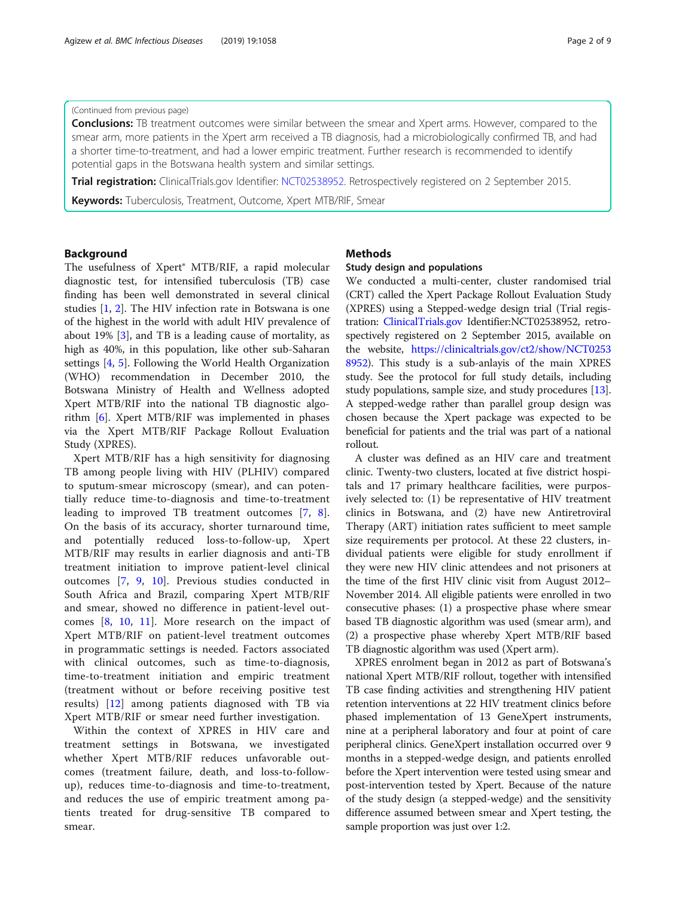(Continued from previous page)

**Conclusions:** TB treatment outcomes were similar between the smear and Xpert arms. However, compared to the smear arm, more patients in the Xpert arm received a TB diagnosis, had a microbiologically confirmed TB, and had a shorter time-to-treatment, and had a lower empiric treatment. Further research is recommended to identify potential gaps in the Botswana health system and similar settings.

**Trial registration:** ClinicalTrials.gov Identifier: NCT02538952. Retrospectively registered on 2 September 2015.

**Keywords:** Tuberculosis, Treatment, Outcome, Xpert MTB/RIF, Smear

## Background

The usefulness of Xpert® MTB/RIF, a rapid molecular diagnostic test, for intensified tuberculosis (TB) case finding has been well demonstrated in several clinical studies [1, 2]. The HIV infection rate in Botswana is one of the highest in the world with adult HIV prevalence of about 19% [3], and TB is a leading cause of mortality, as high as 40%, in this population, like other sub-Saharan settings [4, 5]. Following the World Health Organization (WHO) recommendation in December 2010, the Botswana Ministry of Health and Wellness adopted Xpert MTB/RIF into the national TB diagnostic algorithm [6]. Xpert MTB/RIF was implemented in phases via the Xpert MTB/RIF Package Rollout Evaluation Study (XPRES).

Xpert MTB/RIF has a high sensitivity for diagnosing TB among people living with HIV (PLHIV) compared to sputum-smear microscopy (smear), and can potentially reduce time-to-diagnosis and time-to-treatment leading to improved TB treatment outcomes [7, 8]. On the basis of its accuracy, shorter turnaround time, and potentially reduced loss-to-follow-up, Xpert MTB/RIF may results in earlier diagnosis and anti-TB treatment initiation to improve patient-level clinical outcomes [7, 9, 10]. Previous studies conducted in South Africa and Brazil, comparing Xpert MTB/RIF and smear, showed no difference in patient-level outcomes [8, 10, 11]. More research on the impact of Xpert MTB/RIF on patient-level treatment outcomes in programmatic settings is needed. Factors associated with clinical outcomes, such as time-to-diagnosis, time-to-treatment initiation and empiric treatment (treatment without or before receiving positive test results) [12] among patients diagnosed with TB via Xpert MTB/RIF or smear need further investigation.

Within the context of XPRES in HIV care and treatment settings in Botswana, we investigated whether Xpert MTB/RIF reduces unfavorable outcomes (treatment failure, death, and loss-to-follow-up), reduces time-to-diagnosis and time-to-treatment, and reduces the use of empiric treatment among patients treated for drug-sensitive TB compared to smear.

## Methods

### Study design and populations

We conducted a multi-center, cluster randomised trial (CRT) called the Xpert Package Rollout Evaluation Study (XPRES) using a Stepped-wedge design trial (Trial registration: ClinicalTrials.gov Identifier:NCT02538952, retrospectively registered on 2 September 2015, available on the website, https://clinicaltrials.gov/ct2/show/NCT02538952). This study is a sub-anlayis of the main XPRES study. See the protocol for full study details, including study populations, sample size, and study procedures [13]. A stepped-wedge rather than parallel group design was chosen because the Xpert package was expected to be beneficial for patients and the trial was part of a national rollout.

A cluster was defined as an HIV care and treatment clinic. Twenty-two clusters, located at five district hospitals and 17 primary healthcare facilities, were purposively selected to: (1) be representative of HIV treatment clinics in Botswana, and (2) have new Antiretroviral Therapy (ART) initiation rates sufficient to meet sample size requirements per protocol. At these 22 clusters, individual patients were eligible for study enrollment if they were new HIV clinic attendees and not prisoners at the time of the first HIV clinic visit from August 2012–November 2014. All eligible patients were enrolled in two consecutive phases: (1) a prospective phase where smear based TB diagnostic algorithm was used (smear arm), and (2) a prospective phase whereby Xpert MTB/RIF based TB diagnostic algorithm was used (Xpert arm).

XPRES enrolment began in 2012 as part of Botswana's national Xpert MTB/RIF rollout, together with intensified TB case finding activities and strengthening HIV patient retention interventions at 22 HIV treatment clinics before phased implementation of 13 GeneXpert instruments, nine at a peripheral laboratory and four at point of care peripheral clinics. GeneXpert installation occurred over 9 months in a stepped-wedge design, and patients enrolled before the Xpert intervention were tested using smear and post-intervention tested by Xpert. Because of the nature of the study design (a stepped-wedge) and the sensitivity difference assumed between smear and Xpert testing, the sample proportion was just over 1:2.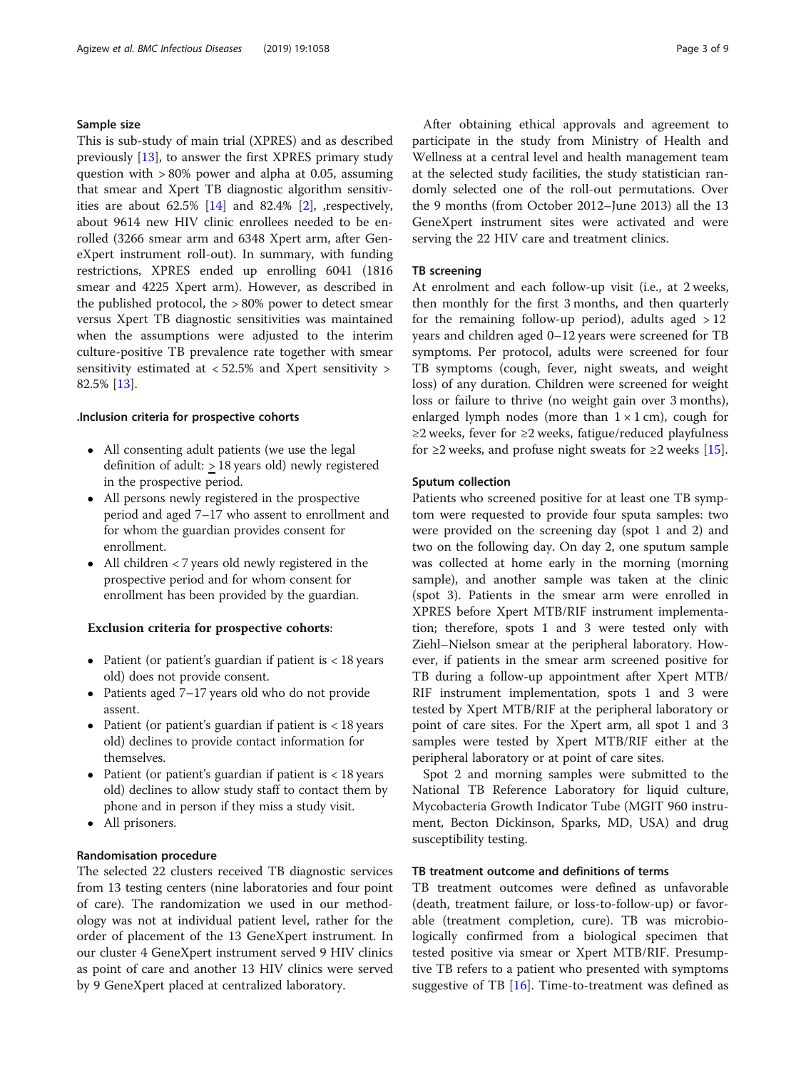## Sample size

This is sub-study of main trial (XPRES) and as described previously [13], to answer the first XPRES primary study question with > 80% power and alpha at 0.05, assuming that smear and Xpert TB diagnostic algorithm sensitivities are about 62.5% [14] and 82.4% [2], ,respectively, about 9614 new HIV clinic enrollees needed to be enrolled (3266 smear arm and 6348 Xpert arm, after GeneXpert instrument roll-out). In summary, with funding restrictions, XPRES ended up enrolling 6041 (1816 smear and 4225 Xpert arm). However, as described in the published protocol, the > 80% power to detect smear versus Xpert TB diagnostic sensitivities was maintained when the assumptions were adjusted to the interim culture-positive TB prevalence rate together with smear sensitivity estimated at < 52.5% and Xpert sensitivity > 82.5% [13].

### .Inclusion criteria for prospective cohorts

- All consenting adult patients (we use the legal definition of adult: > 18 years old) newly registered in the prospective period.
- All persons newly registered in the prospective period and aged 7–17 who assent to enrollment and for whom the guardian provides consent for enrollment.
- All children < 7 years old newly registered in the prospective period and for whom consent for enrollment has been provided by the guardian.

### Exclusion criteria for prospective cohorts:

- Patient (or patient's guardian if patient is < 18 years old) does not provide consent.
- Patients aged 7–17 years old who do not provide assent.
- Patient (or patient's guardian if patient is < 18 years old) declines to provide contact information for themselves.
- Patient (or patient's guardian if patient is < 18 years old) declines to allow study staff to contact them by phone and in person if they miss a study visit.
- All prisoners.

## Randomisation procedure

The selected 22 clusters received TB diagnostic services from 13 testing centers (nine laboratories and four point of care). The randomization we used in our methodology was not at individual patient level, rather for the order of placement of the 13 GeneXpert instrument. In our cluster 4 GeneXpert instrument served 9 HIV clinics as point of care and another 13 HIV clinics were served by 9 GeneXpert placed at centralized laboratory.

After obtaining ethical approvals and agreement to participate in the study from Ministry of Health and Wellness at a central level and health management team at the selected study facilities, the study statistician randomly selected one of the roll-out permutations. Over the 9 months (from October 2012–June 2013) all the 13 GeneXpert instrument sites were activated and were serving the 22 HIV care and treatment clinics.

## TB screening

At enrolment and each follow-up visit (i.e., at 2 weeks, then monthly for the first 3 months, and then quarterly for the remaining follow-up period), adults aged > 12 years and children aged 0–12 years were screened for TB symptoms. Per protocol, adults were screened for four TB symptoms (cough, fever, night sweats, and weight loss) of any duration. Children were screened for weight loss or failure to thrive (no weight gain over 3 months), enlarged lymph nodes (more than 1 × 1 cm), cough for ≥2 weeks, fever for ≥2 weeks, fatigue/reduced playfulness for ≥2 weeks, and profuse night sweats for ≥2 weeks [15].

## Sputum collection

Patients who screened positive for at least one TB symptom were requested to provide four sputa samples: two were provided on the screening day (spot 1 and 2) and two on the following day. On day 2, one sputum sample was collected at home early in the morning (morning sample), and another sample was taken at the clinic (spot 3). Patients in the smear arm were enrolled in XPRES before Xpert MTB/RIF instrument implementation; therefore, spots 1 and 3 were tested only with Ziehl–Nielson smear at the peripheral laboratory. However, if patients in the smear arm screened positive for TB during a follow-up appointment after Xpert MTB/RIF instrument implementation, spots 1 and 3 were tested by Xpert MTB/RIF at the peripheral laboratory or point of care sites. For the Xpert arm, all spot 1 and 3 samples were tested by Xpert MTB/RIF either at the peripheral laboratory or at point of care sites.

Spot 2 and morning samples were submitted to the National TB Reference Laboratory for liquid culture, Mycobacteria Growth Indicator Tube (MGIT 960 instrument, Becton Dickinson, Sparks, MD, USA) and drug susceptibility testing.

## TB treatment outcome and definitions of terms

TB treatment outcomes were defined as unfavorable (death, treatment failure, or loss-to-follow-up) or favorable (treatment completion, cure). TB was microbiologically confirmed from a biological specimen that tested positive via smear or Xpert MTB/RIF. Presumptive TB refers to a patient who presented with symptoms suggestive of TB [16]. Time-to-treatment was defined as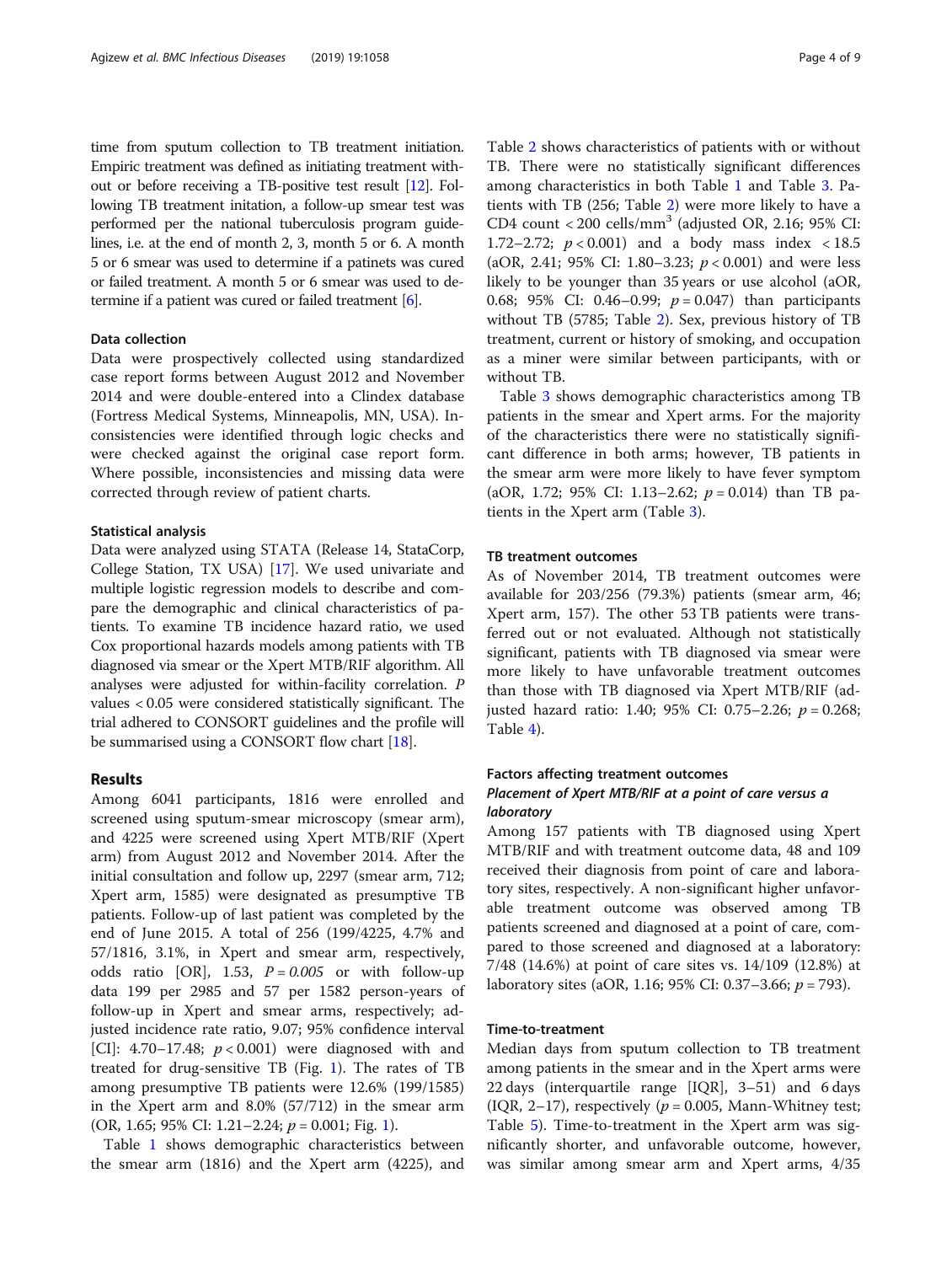time from sputum collection to TB treatment initiation. Empiric treatment was defined as initiating treatment without or before receiving a TB-positive test result [12]. Following TB treatment initation, a follow-up smear test was performed per the national tuberculosis program guidelines, i.e. at the end of month 2, 3, month 5 or 6. A month 5 or 6 smear was used to determine if a patinets was cured or failed treatment. A month 5 or 6 smear was used to determine if a patient was cured or failed treatment [6].

### Data collection

Data were prospectively collected using standardized case report forms between August 2012 and November 2014 and were double-entered into a Clindex database (Fortress Medical Systems, Minneapolis, MN, USA). Inconsistencies were identified through logic checks and were checked against the original case report form. Where possible, inconsistencies and missing data were corrected through review of patient charts.

### Statistical analysis

Data were analyzed using STATA (Release 14, StataCorp, College Station, TX USA) [17]. We used univariate and multiple logistic regression models to describe and compare the demographic and clinical characteristics of patients. To examine TB incidence hazard ratio, we used Cox proportional hazards models among patients with TB diagnosed via smear or the Xpert MTB/RIF algorithm. All analyses were adjusted for within-facility correlation. $P$ values < 0.05 were considered statistically significant. The trial adhered to CONSORT guidelines and the profile will be summarised using a CONSORT flow chart [18].

## Results

Among 6041 participants, 1816 were enrolled and screened using sputum-smear microscopy (smear arm), and 4225 were screened using Xpert MTB/RIF (Xpert arm) from August 2012 and November 2014. After the initial consultation and follow up, 2297 (smear arm, 712; Xpert arm, 1585) were designated as presumptive TB patients. Follow-up of last patient was completed by the end of June 2015. A total of 256 (199/4225, 4.7% and 57/1816, 3.1%, in Xpert and smear arm, respectively, odds ratio [OR], 1.53, $P = 0.005$ or with follow-up data 199 per 2985 and 57 per 1582 person-years of follow-up in Xpert and smear arms, respectively; adjusted incidence rate ratio, 9.07; 95% confidence interval [CI]: 4.70–17.48; $p < 0.001$) were diagnosed with and treated for drug-sensitive TB (Fig. 1). The rates of TB among presumptive TB patients were 12.6% (199/1585) in the Xpert arm and 8.0% (57/712) in the smear arm (OR, 1.65; 95% CI: 1.21–2.24; $p = 0.001$; Fig. 1).

Table 1 shows demographic characteristics between the smear arm (1816) and the Xpert arm (4225), and Table 2 shows characteristics of patients with or without TB. There were no statistically significant differences among characteristics in both Table 1 and Table 3. Patients with TB (256; Table 2) were more likely to have a CD4 count < 200 cells/mm$^3$ (adjusted OR, 2.16; 95% CI: 1.72–2.72; $p < 0.001$) and a body mass index < 18.5 (aOR, 2.41; 95% CI: 1.80–3.23; $p < 0.001$) and were less likely to be younger than 35 years or use alcohol (aOR, 0.68; 95% CI: 0.46–0.99; $p = 0.047$) than participants without TB (5785; Table 2). Sex, previous history of TB treatment, current or history of smoking, and occupation as a miner were similar between participants, with or without TB.

Table 3 shows demographic characteristics among TB patients in the smear and Xpert arms. For the majority of the characteristics there were no statistically significant difference in both arms; however, TB patients in the smear arm were more likely to have fever symptom (aOR, 1.72; 95% CI: 1.13–2.62; $p = 0.014$) than TB patients in the Xpert arm (Table 3).

### TB treatment outcomes

As of November 2014, TB treatment outcomes were available for 203/256 (79.3%) patients (smear arm, 46; Xpert arm, 157). The other 53 TB patients were transferred out or not evaluated. Although not statistically significant, patients with TB diagnosed via smear were more likely to have unfavorable treatment outcomes than those with TB diagnosed via Xpert MTB/RIF (adjusted hazard ratio: 1.40; 95% CI: 0.75–2.26; $p = 0.268$; Table 4).

### Factors affecting treatment outcomes

#### *Placement of Xpert MTB/RIF at a point of care versus a laboratory*

Among 157 patients with TB diagnosed using Xpert MTB/RIF and with treatment outcome data, 48 and 109 received their diagnosis from point of care and laboratory sites, respectively. A non-significant higher unfavorable treatment outcome was observed among TB patients screened and diagnosed at a point of care, compared to those screened and diagnosed at a laboratory: 7/48 (14.6%) at point of care sites vs. 14/109 (12.8%) at laboratory sites (aOR, 1.16; 95% CI: 0.37–3.66; $p = 793$).

### Time-to-treatment

Median days from sputum collection to TB treatment among patients in the smear and in the Xpert arms were 22 days (interquartile range [IQR], 3–51) and 6 days (IQR, 2–17), respectively ($p = 0.005$, Mann-Whitney test; Table 5). Time-to-treatment in the Xpert arm was significantly shorter, and unfavorable outcome, however, was similar among smear arm and Xpert arms, 4/35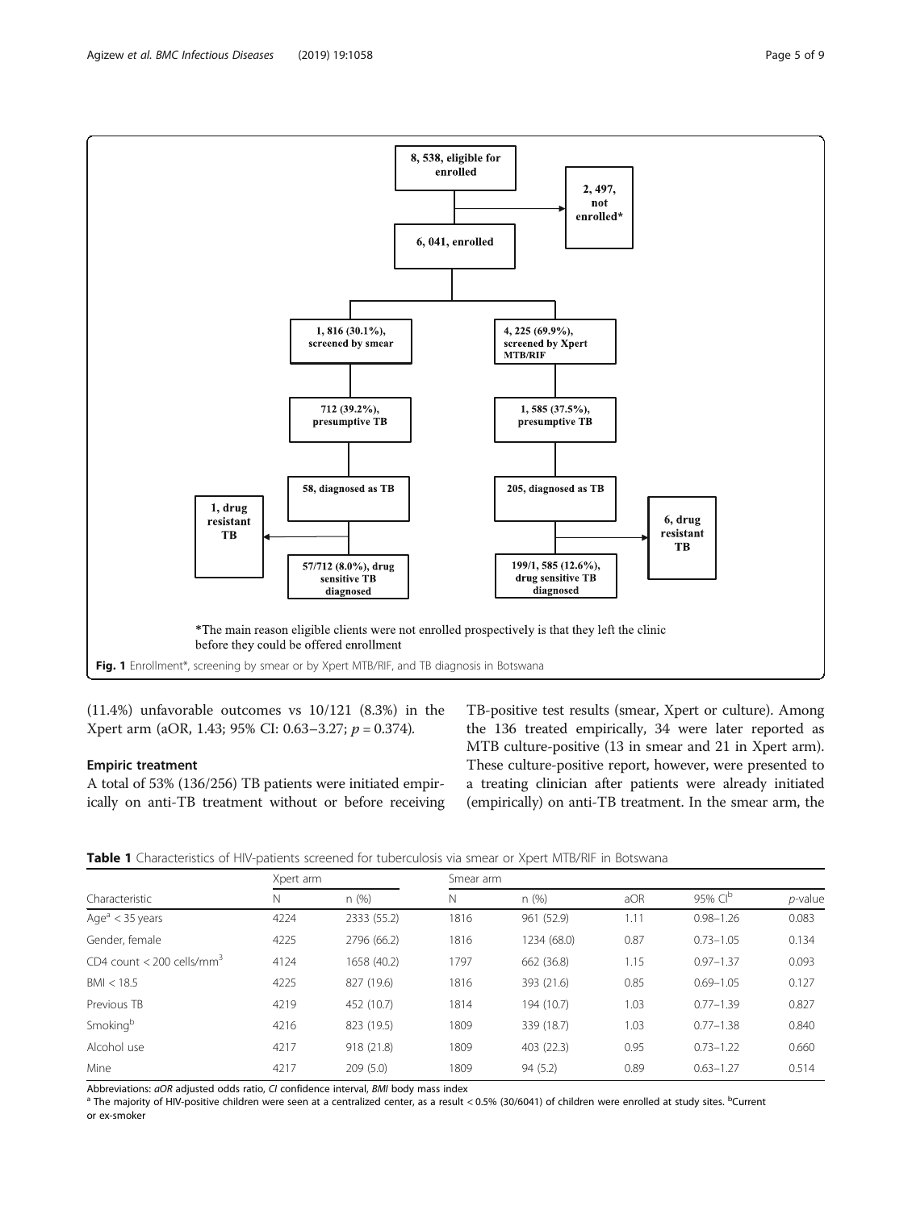*The main reason eligible clients were not enrolled prospectively is that they left the clinic before they could be offered enrollment

**Fig. 1** Enrollment*, screening by smear or by Xpert MTB/RIF, and TB diagnosis in Botswana

(11.4%) unfavorable outcomes vs 10/121 (8.3%) in the Xpert arm (aOR, 1.43; 95% CI: 0.63–3.27; $p = 0.374$).

### Empiric treatment

A total of 53% (136/256) TB patients were initiated empirically on anti-TB treatment without or before receiving TB-positive test results (smear, Xpert or culture). Among the 136 treated empirically, 34 were later reported as MTB culture-positive (13 in smear and 21 in Xpert arm). These culture-positive report, however, were presented to a treating clinician after patients were already initiated (empirically) on anti-TB treatment. In the smear arm, the

**Table 1** Characteristics of HIV-patients screened for tuberculosis via smear or Xpert MTB/RIF in Botswana

| Characteristic | Xpert arm | | Smear arm | | | | |
|---|---|---|---|---|---|---|---|
| | N | n (%) | N | n (%) | aOR | 95% CI[b] | *p*-value |
| Age[a] < 35 years | 4224 | 2333 (55.2) | 1816 | 961 (52.9) | 1.11 | 0.98–1.26 | 0.083 |
| Gender, female | 4225 | 2796 (66.2) | 1816 | 1234 (68.0) | 0.87 | 0.73–1.05 | 0.134 |
| CD4 count < 200 cells/mm$^3$ | 4124 | 1658 (40.2) | 1797 | 662 (36.8) | 1.15 | 0.97–1.37 | 0.093 |
| BMI < 18.5 | 4225 | 827 (19.6) | 1816 | 393 (21.6) | 0.85 | 0.69–1.05 | 0.127 |
| Previous TB | 4219 | 452 (10.7) | 1814 | 194 (10.7) | 1.03 | 0.77–1.39 | 0.827 |
| Smoking[b] | 4216 | 823 (19.5) | 1809 | 339 (18.7) | 1.03 | 0.77–1.38 | 0.840 |
| Alcohol use | 4217 | 918 (21.8) | 1809 | 403 (22.3) | 0.95 | 0.73–1.22 | 0.660 |
| Mine | 4217 | 209 (5.0) | 1809 | 94 (5.2) | 0.89 | 0.63–1.27 | 0.514 |

Abbreviations: *aOR* adjusted odds ratio, *CI* confidence interval, *BMI* body mass index

[a] The majority of HIV-positive children were seen at a centralized center, as a result < 0.5% (30/6041) of children were enrolled at study sites. [b]Current or ex-smoker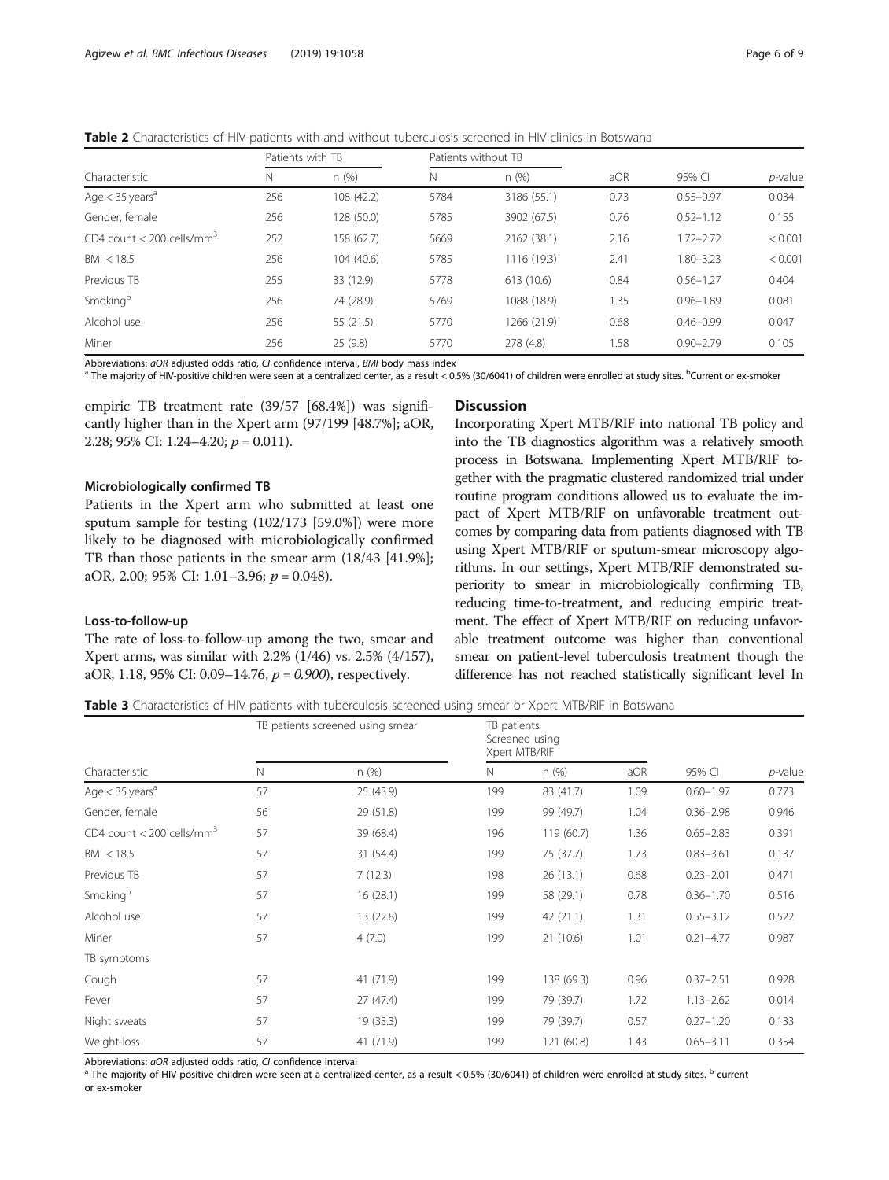**Table 2** Characteristics of HIV-patients with and without tuberculosis screened in HIV clinics in Botswana

| | Patients with TB | | Patients without TB | | | | |
|---|---|---|---|---|---|---|---|
| Characteristic | N | n (%) | N | n (%) | aOR | 95% CI | *p*-value |
| Age < 35 years[a] | 256 | 108 (42.2) | 5784 | 3186 (55.1) | 0.73 | 0.55–0.97 | 0.034 |
| Gender, female | 256 | 128 (50.0) | 5785 | 3902 (67.5) | 0.76 | 0.52–1.12 | 0.155 |
| CD4 count < 200 cells/mm$^3$ | 252 | 158 (62.7) | 5669 | 2162 (38.1) | 2.16 | 1.72–2.72 | < 0.001 |
| BMI < 18.5 | 256 | 104 (40.6) | 5785 | 1116 (19.3) | 2.41 | 1.80–3.23 | < 0.001 |
| Previous TB | 255 | 33 (12.9) | 5778 | 613 (10.6) | 0.84 | 0.56–1.27 | 0.404 |
| Smoking[b] | 256 | 74 (28.9) | 5769 | 1088 (18.9) | 1.35 | 0.96–1.89 | 0.081 |
| Alcohol use | 256 | 55 (21.5) | 5770 | 1266 (21.9) | 0.68 | 0.46–0.99 | 0.047 |
| Miner | 256 | 25 (9.8) | 5770 | 278 (4.8) | 1.58 | 0.90–2.79 | 0.105 |

Abbreviations: *aOR* adjusted odds ratio, *CI* confidence interval, *BMI* body mass index
[a] The majority of HIV-positive children were seen at a centralized center, as a result < 0.5% (30/6041) of children were enrolled at study sites. [b]Current or ex-smoker

empiric TB treatment rate (39/57 [68.4%]) was significantly higher than in the Xpert arm (97/199 [48.7%]; aOR, 2.28; 95% CI: 1.24–4.20; $p = 0.011$).

### Microbiologically confirmed TB

Patients in the Xpert arm who submitted at least one sputum sample for testing (102/173 [59.0%]) were more likely to be diagnosed with microbiologically confirmed TB than those patients in the smear arm (18/43 [41.9%]; aOR, 2.00; 95% CI: 1.01–3.96; $p = 0.048$).

### Loss-to-follow-up

The rate of loss-to-follow-up among the two, smear and Xpert arms, was similar with 2.2% (1/46) vs. 2.5% (4/157), aOR, 1.18, 95% CI: 0.09–14.76, $p = 0.900$), respectively.

## Discussion

Incorporating Xpert MTB/RIF into national TB policy and into the TB diagnostics algorithm was a relatively smooth process in Botswana. Implementing Xpert MTB/RIF together with the pragmatic clustered randomized trial under routine program conditions allowed us to evaluate the impact of Xpert MTB/RIF on unfavorable treatment outcomes by comparing data from patients diagnosed with TB using Xpert MTB/RIF or sputum-smear microscopy algorithms. In our settings, Xpert MTB/RIF demonstrated superiority to smear in microbiologically confirming TB, reducing time-to-treatment, and reducing empiric treatment. The effect of Xpert MTB/RIF on reducing unfavorable treatment outcome was higher than conventional smear on patient-level tuberculosis treatment though the difference has not reached statistically significant level In

**Table 3** Characteristics of HIV-patients with tuberculosis screened using smear or Xpert MTB/RIF in Botswana

| | TB patients screened using smear | | TB patients Screened using Xpert MTB/RIF | | | | |
|---|---|---|---|---|---|---|---|
| Characteristic | N | n (%) | N | n (%) | aOR | 95% CI | *p*-value |
| Age < 35 years[a] | 57 | 25 (43.9) | 199 | 83 (41.7) | 1.09 | 0.60–1.97 | 0.773 |
| Gender, female | 56 | 29 (51.8) | 199 | 99 (49.7) | 1.04 | 0.36–2.98 | 0.946 |
| CD4 count < 200 cells/mm$^3$ | 57 | 39 (68.4) | 196 | 119 (60.7) | 1.36 | 0.65–2.83 | 0.391 |
| BMI < 18.5 | 57 | 31 (54.4) | 199 | 75 (37.7) | 1.73 | 0.83–3.61 | 0.137 |
| Previous TB | 57 | 7 (12.3) | 198 | 26 (13.1) | 0.68 | 0.23–2.01 | 0.471 |
| Smoking[b] | 57 | 16 (28.1) | 199 | 58 (29.1) | 0.78 | 0.36–1.70 | 0.516 |
| Alcohol use | 57 | 13 (22.8) | 199 | 42 (21.1) | 1.31 | 0.55–3.12 | 0.522 |
| Miner | 57 | 4 (7.0) | 199 | 21 (10.6) | 1.01 | 0.21–4.77 | 0.987 |
| TB symptoms | | | | | | | |
| Cough | 57 | 41 (71.9) | 199 | 138 (69.3) | 0.96 | 0.37–2.51 | 0.928 |
| Fever | 57 | 27 (47.4) | 199 | 79 (39.7) | 1.72 | 1.13–2.62 | 0.014 |
| Night sweats | 57 | 19 (33.3) | 199 | 79 (39.7) | 0.57 | 0.27–1.20 | 0.133 |
| Weight-loss | 57 | 41 (71.9) | 199 | 121 (60.8) | 1.43 | 0.65–3.11 | 0.354 |

Abbreviations: *aOR* adjusted odds ratio, *CI* confidence interval
[a] The majority of HIV-positive children were seen at a centralized center, as a result < 0.5% (30/6041) of children were enrolled at study sites. [b] current or ex-smoker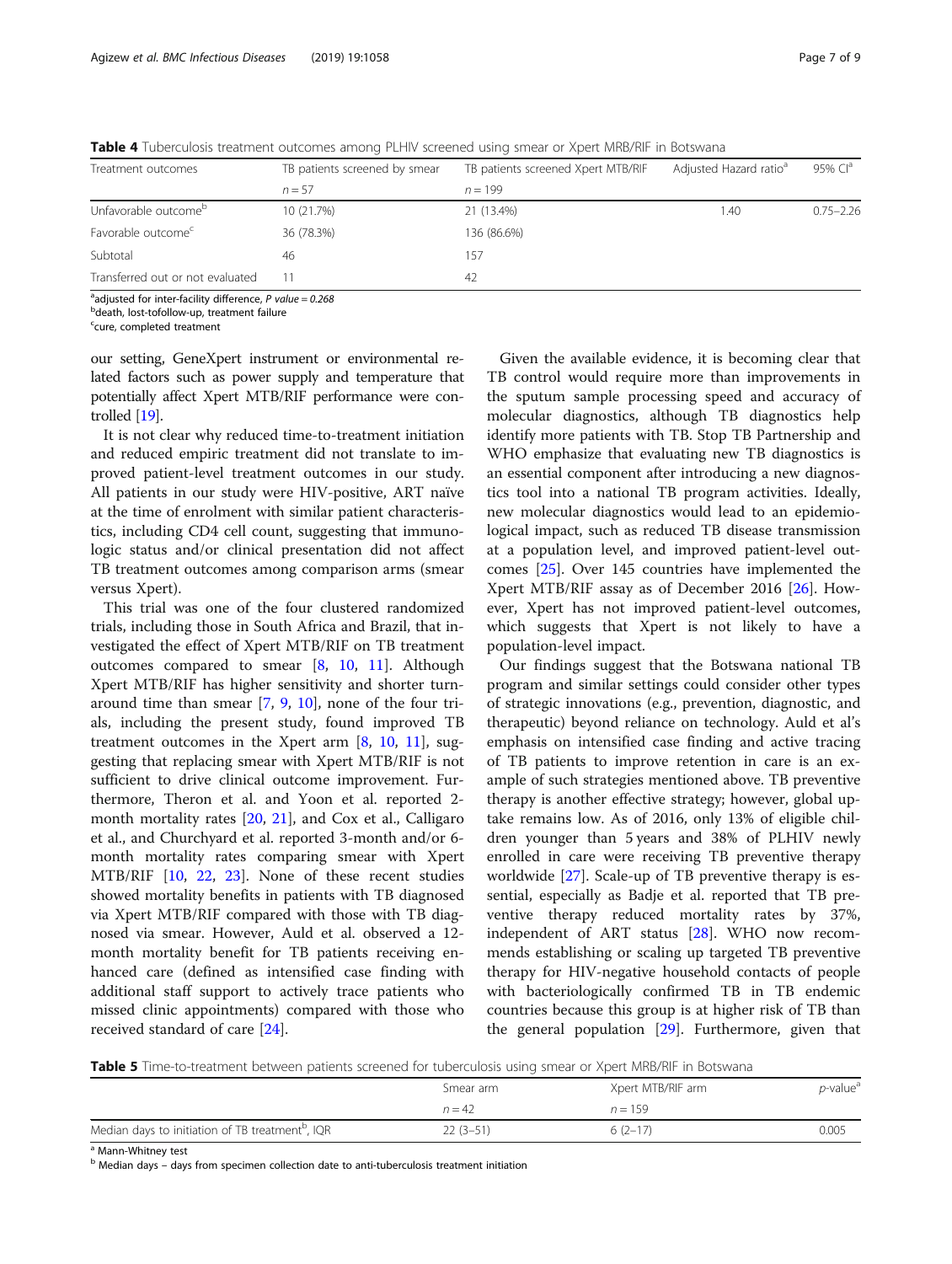**Table 4** Tuberculosis treatment outcomes among PLHIV screened using smear or Xpert MRB/RIF in Botswana

| Treatment outcomes | TB patients screened by smear | TB patients screened Xpert MTB/RIF | Adjusted Hazard ratio[a] | 95% CI[a] |
|---|---|---|---|---|
| | n = 57 | n = 199 | | |
| Unfavorable outcome[b] | 10 (21.7%) | 21 (13.4%) | 1.40 | 0.75–2.26 |
| Favorable outcome[c] | 36 (78.3%) | 136 (86.6%) | | |
| Subtotal | 46 | 157 | | |
| Transferred out or not evaluated | 11 | 42 | | |

[a]adjusted for inter-facility difference, *P value = 0.268*
[b]death, lost-tofollow-up, treatment failure
[c]cure, completed treatment

our setting, GeneXpert instrument or environmental related factors such as power supply and temperature that potentially affect Xpert MTB/RIF performance were controlled [19].

It is not clear why reduced time-to-treatment initiation and reduced empiric treatment did not translate to improved patient-level treatment outcomes in our study. All patients in our study were HIV-positive, ART naïve at the time of enrolment with similar patient characteristics, including CD4 cell count, suggesting that immunologic status and/or clinical presentation did not affect TB treatment outcomes among comparison arms (smear versus Xpert).

This trial was one of the four clustered randomized trials, including those in South Africa and Brazil, that investigated the effect of Xpert MTB/RIF on TB treatment outcomes compared to smear [8, 10, 11]. Although Xpert MTB/RIF has higher sensitivity and shorter turnaround time than smear [7, 9, 10], none of the four trials, including the present study, found improved TB treatment outcomes in the Xpert arm [8, 10, 11], suggesting that replacing smear with Xpert MTB/RIF is not sufficient to drive clinical outcome improvement. Furthermore, Theron et al. and Yoon et al. reported 2-month mortality rates [20, 21], and Cox et al., Calligaro et al., and Churchyard et al. reported 3-month and/or 6-month mortality rates comparing smear with Xpert MTB/RIF [10, 22, 23]. None of these recent studies showed mortality benefits in patients with TB diagnosed via Xpert MTB/RIF compared with those with TB diagnosed via smear. However, Auld et al. observed a 12-month mortality benefit for TB patients receiving enhanced care (defined as intensified case finding with additional staff support to actively trace patients who missed clinic appointments) compared with those who received standard of care [24].

Given the available evidence, it is becoming clear that TB control would require more than improvements in the sputum sample processing speed and accuracy of molecular diagnostics, although TB diagnostics help identify more patients with TB. Stop TB Partnership and WHO emphasize that evaluating new TB diagnostics is an essential component after introducing a new diagnostics tool into a national TB program activities. Ideally, new molecular diagnostics would lead to an epidemiological impact, such as reduced TB disease transmission at a population level, and improved patient-level outcomes [25]. Over 145 countries have implemented the Xpert MTB/RIF assay as of December 2016 [26]. However, Xpert has not improved patient-level outcomes, which suggests that Xpert is not likely to have a population-level impact.

Our findings suggest that the Botswana national TB program and similar settings could consider other types of strategic innovations (e.g., prevention, diagnostic, and therapeutic) beyond reliance on technology. Auld et al's emphasis on intensified case finding and active tracing of TB patients to improve retention in care is an example of such strategies mentioned above. TB preventive therapy is another effective strategy; however, global uptake remains low. As of 2016, only 13% of eligible children younger than 5 years and 38% of PLHIV newly enrolled in care were receiving TB preventive therapy worldwide [27]. Scale-up of TB preventive therapy is essential, especially as Badje et al. reported that TB preventive therapy reduced mortality rates by 37%, independent of ART status [28]. WHO now recommends establishing or scaling up targeted TB preventive therapy for HIV-negative household contacts of people with bacteriologically confirmed TB in TB endemic countries because this group is at higher risk of TB than the general population [29]. Furthermore, given that

**Table 5** Time-to-treatment between patients screened for tuberculosis using smear or Xpert MRB/RIF in Botswana

| | Smear arm | Xpert MTB/RIF arm | p-value[a] |
|---|---|---|---|
| | n = 42 | n = 159 | |
| Median days to initiation of TB treatment[b], IQR | 22 (3–51) | 6 (2–17) | 0.005 |

[a] Mann-Whitney test
[b] Median days – days from specimen collection date to anti-tuberculosis treatment initiation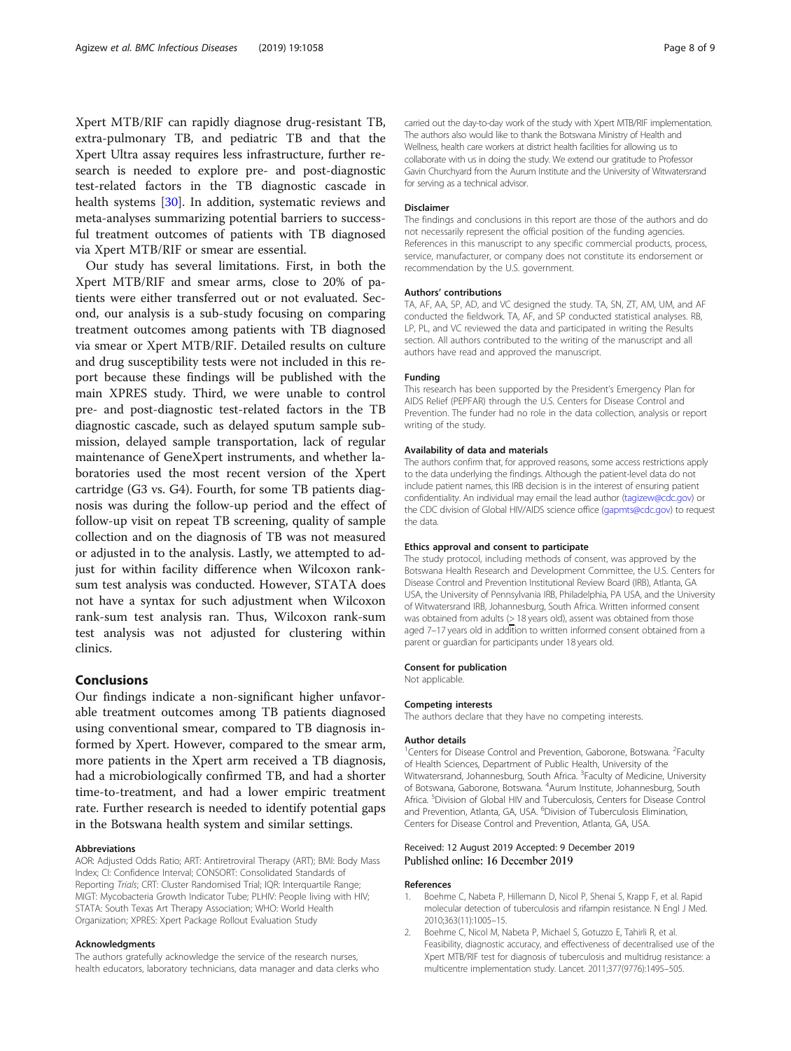Xpert MTB/RIF can rapidly diagnose drug-resistant TB, extra-pulmonary TB, and pediatric TB and that the Xpert Ultra assay requires less infrastructure, further research is needed to explore pre- and post-diagnostic test-related factors in the TB diagnostic cascade in health systems [30]. In addition, systematic reviews and meta-analyses summarizing potential barriers to successful treatment outcomes of patients with TB diagnosed via Xpert MTB/RIF or smear are essential.

Our study has several limitations. First, in both the Xpert MTB/RIF and smear arms, close to 20% of patients were either transferred out or not evaluated. Second, our analysis is a sub-study focusing on comparing treatment outcomes among patients with TB diagnosed via smear or Xpert MTB/RIF. Detailed results on culture and drug susceptibility tests were not included in this report because these findings will be published with the main XPRES study. Third, we were unable to control pre- and post-diagnostic test-related factors in the TB diagnostic cascade, such as delayed sputum sample submission, delayed sample transportation, lack of regular maintenance of GeneXpert instruments, and whether laboratories used the most recent version of the Xpert cartridge (G3 vs. G4). Fourth, for some TB patients diagnosis was during the follow-up period and the effect of follow-up visit on repeat TB screening, quality of sample collection and on the diagnosis of TB was not measured or adjusted in to the analysis. Lastly, we attempted to adjust for within facility difference when Wilcoxon rank-sum test analysis was conducted. However, STATA does not have a syntax for such adjustment when Wilcoxon rank-sum test analysis ran. Thus, Wilcoxon rank-sum test analysis was not adjusted for clustering within clinics.

## Conclusions

Our findings indicate a non-significant higher unfavorable treatment outcomes among TB patients diagnosed using conventional smear, compared to TB diagnosis informed by Xpert. However, compared to the smear arm, more patients in the Xpert arm received a TB diagnosis, had a microbiologically confirmed TB, and had a shorter time-to-treatment, and had a lower empiric treatment rate. Further research is needed to identify potential gaps in the Botswana health system and similar settings.

#### Abbreviations

AOR: Adjusted Odds Ratio; ART: Antiretroviral Therapy (ART); BMI: Body Mass Index; CI: Confidence Interval; CONSORT: Consolidated Standards of Reporting *Trials*; CRT: Cluster Randomised Trial; IQR: Interquartile Range; MIGT: Mycobacteria Growth Indicator Tube; PLHIV: People living with HIV; STATA: South Texas Art Therapy Association; WHO: World Health Organization; XPRES: Xpert Package Rollout Evaluation Study

#### Acknowledgments

The authors gratefully acknowledge the service of the research nurses, health educators, laboratory technicians, data manager and data clerks who carried out the day-to-day work of the study with Xpert MTB/RIF implementation. The authors also would like to thank the Botswana Ministry of Health and Wellness, health care workers at district health facilities for allowing us to collaborate with us in doing the study. We extend our gratitude to Professor Gavin Churchyard from the Aurum Institute and the University of Witwatersrand for serving as a technical advisor.

#### Disclaimer

The findings and conclusions in this report are those of the authors and do not necessarily represent the official position of the funding agencies. References in this manuscript to any specific commercial products, process, service, manufacturer, or company does not constitute its endorsement or recommendation by the U.S. government.

#### Authors' contributions

TA, AF, AA, SP, AD, and VC designed the study. TA, SN, ZT, AM, UM, and AF conducted the fieldwork. TA, AF, and SP conducted statistical analyses. RB, LP, PL, and VC reviewed the data and participated in writing the Results section. All authors contributed to the writing of the manuscript and all authors have read and approved the manuscript.

#### Funding

This research has been supported by the President's Emergency Plan for AIDS Relief (PEPFAR) through the U.S. Centers for Disease Control and Prevention. The funder had no role in the data collection, analysis or report writing of the study.

#### Availability of data and materials

The authors confirm that, for approved reasons, some access restrictions apply to the data underlying the findings. Although the patient-level data do not include patient names, this IRB decision is in the interest of ensuring patient confidentiality. An individual may email the lead author (tagizew@cdc.gov) or the CDC division of Global HIV/AIDS science office (gapmts@cdc.gov) to request the data.

#### Ethics approval and consent to participate

The study protocol, including methods of consent, was approved by the Botswana Health Research and Development Committee, the U.S. Centers for Disease Control and Prevention Institutional Review Board (IRB), Atlanta, GA USA, the University of Pennsylvania IRB, Philadelphia, PA USA, and the University of Witwatersrand IRB, Johannesburg, South Africa. Written informed consent was obtained from adults (≥ 18 years old), assent was obtained from those aged 7–17 years old in addition to written informed consent obtained from a parent or guardian for participants under 18 years old.

#### Consent for publication

Not applicable.

#### Competing interests

The authors declare that they have no competing interests.

#### Author details

[1]Centers for Disease Control and Prevention, Gaborone, Botswana. [2]Faculty of Health Sciences, Department of Public Health, University of the Witwatersrand, Johannesburg, South Africa. [3]Faculty of Medicine, University of Botswana, Gaborone, Botswana. [4]Aurum Institute, Johannesburg, South Africa. [5]Division of Global HIV and Tuberculosis, Centers for Disease Control and Prevention, Atlanta, GA, USA. [6]Division of Tuberculosis Elimination, Centers for Disease Control and Prevention, Atlanta, GA, USA.

Received: 12 August 2019 Accepted: 9 December 2019
Published online: 16 December 2019

#### References

1. Boehme C, Nabeta P, Hillemann D, Nicol P, Shenai S, Krapp F, et al. Rapid molecular detection of tuberculosis and rifampin resistance. N Engl J Med. 2010;363(11):1005–15.
2. Boehme C, Nicol M, Nabeta P, Michael S, Gotuzzo E, Tahirli R, et al. Feasibility, diagnostic accuracy, and effectiveness of decentralised use of the Xpert MTB/RIF test for diagnosis of tuberculosis and multidrug resistance: a multicentre implementation study. Lancet. 2011;377(9776):1495–505.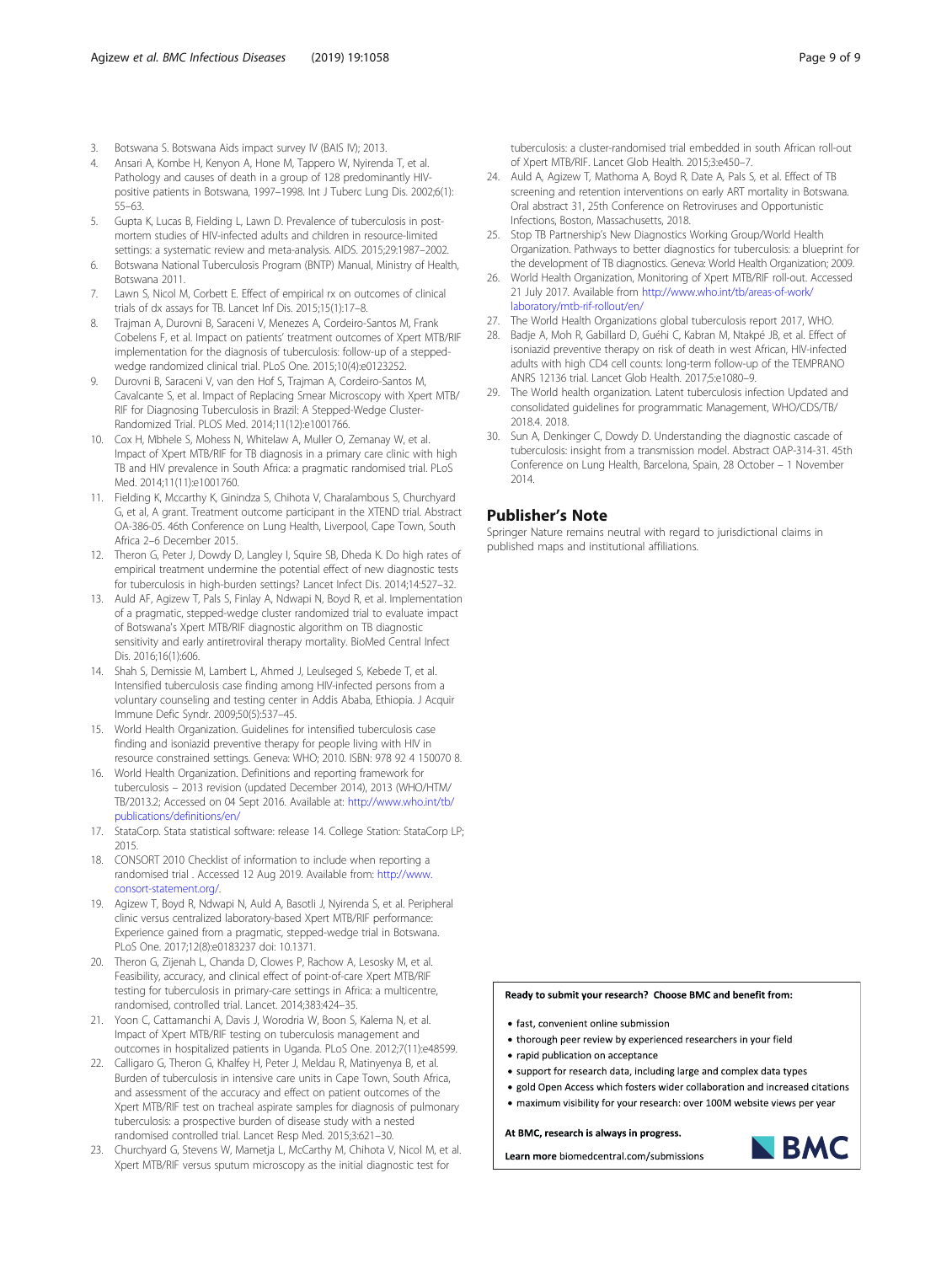3. Botswana S. Botswana Aids impact survey IV (BAIS IV); 2013.
4. Ansari A, Kombe H, Kenyon A, Hone M, Tappero W, Nyirenda T, et al. Pathology and causes of death in a group of 128 predominantly HIV-positive patients in Botswana, 1997–1998. Int J Tuberc Lung Dis. 2002;6(1): 55–63.
5. Gupta K, Lucas B, Fielding L, Lawn D. Prevalence of tuberculosis in post-mortem studies of HIV-infected adults and children in resource-limited settings: a systematic review and meta-analysis. AIDS. 2015;29:1987–2002.
6. Botswana National Tuberculosis Program (BNTP) Manual, Ministry of Health, Botswana 2011.
7. Lawn S, Nicol M, Corbett E. Effect of empirical rx on outcomes of clinical trials of dx assays for TB. Lancet Inf Dis. 2015;15(1):17–8.
8. Trajman A, Durovni B, Saraceni V, Menezes A, Cordeiro-Santos M, Frank Cobelens F, et al. Impact on patients' treatment outcomes of Xpert MTB/RIF implementation for the diagnosis of tuberculosis: follow-up of a stepped-wedge randomized clinical trial. PLoS One. 2015;10(4):e0123252.
9. Durovni B, Saraceni V, van den Hof S, Trajman A, Cordeiro-Santos M, Cavalcante S, et al. Impact of Replacing Smear Microscopy with Xpert MTB/RIF for Diagnosing Tuberculosis in Brazil: A Stepped-Wedge Cluster-Randomized Trial. PLOS Med. 2014;11(12):e1001766.
10. Cox H, Mbhele S, Mohess N, Whitelaw A, Muller O, Zemanay W, et al. Impact of Xpert MTB/RIF for TB diagnosis in a primary care clinic with high TB and HIV prevalence in South Africa: a pragmatic randomised trial. PLoS Med. 2014;11(11):e1001760.
11. Fielding K, Mccarthy K, Ginindza S, Chihota V, Charalambous S, Churchyard G, et al, A grant. Treatment outcome participant in the XTEND trial. Abstract OA-386-05. 46th Conference on Lung Health, Liverpool, Cape Town, South Africa 2–6 December 2015.
12. Theron G, Peter J, Dowdy D, Langley I, Squire SB, Dheda K. Do high rates of empirical treatment undermine the potential effect of new diagnostic tests for tuberculosis in high-burden settings? Lancet Infect Dis. 2014;14:527–32.
13. Auld AF, Agizew T, Pals S, Finlay A, Ndwapi N, Boyd R, et al. Implementation of a pragmatic, stepped-wedge cluster randomized trial to evaluate impact of Botswana's Xpert MTB/RIF diagnostic algorithm on TB diagnostic sensitivity and early antiretroviral therapy mortality. BioMed Central Infect Dis. 2016;16(1):606.
14. Shah S, Demissie M, Lambert L, Ahmed J, Leulseged S, Kebede T, et al. Intensified tuberculosis case finding among HIV-infected persons from a voluntary counseling and testing center in Addis Ababa, Ethiopia. J Acquir Immune Defic Syndr. 2009;50(5):537–45.
15. World Health Organization. Guidelines for intensified tuberculosis case finding and isoniazid preventive therapy for people living with HIV in resource constrained settings. Geneva: WHO; 2010. ISBN: 978 92 4 150070 8.
16. World Health Organization. Definitions and reporting framework for tuberculosis – 2013 revision (updated December 2014), 2013 (WHO/HTM/TB/2013.2; Accessed on 04 Sept 2016. Available at: http://www.who.int/tb/publications/definitions/en/
17. StataCorp. Stata statistical software: release 14. College Station: StataCorp LP; 2015.
18. CONSORT 2010 Checklist of information to include when reporting a randomised trial . Accessed 12 Aug 2019. Available from: http://www.consort-statement.org/.
19. Agizew T, Boyd R, Ndwapi N, Auld A, Basotli J, Nyirenda S, et al. Peripheral clinic versus centralized laboratory-based Xpert MTB/RIF performance: Experience gained from a pragmatic, stepped-wedge trial in Botswana. PLoS One. 2017;12(8):e0183237 doi: 10.1371.
20. Theron G, Zijenah L, Chanda D, Clowes P, Rachow A, Lesosky M, et al. Feasibility, accuracy, and clinical effect of point-of-care Xpert MTB/RIF testing for tuberculosis in primary-care settings in Africa: a multicentre, randomised, controlled trial. Lancet. 2014;383:424–35.
21. Yoon C, Cattamanchi A, Davis J, Worodria W, Boon S, Kalema N, et al. Impact of Xpert MTB/RIF testing on tuberculosis management and outcomes in hospitalized patients in Uganda. PLoS One. 2012;7(11):e48599.
22. Calligaro G, Theron G, Khalfey H, Peter J, Meldau R, Matinyenya B, et al. Burden of tuberculosis in intensive care units in Cape Town, South Africa, and assessment of the accuracy and effect on patient outcomes of the Xpert MTB/RIF test on tracheal aspirate samples for diagnosis of pulmonary tuberculosis: a prospective burden of disease study with a nested randomised controlled trial. Lancet Resp Med. 2015;3:621–30.
23. Churchyard G, Stevens W, Mametja L, McCarthy M, Chihota V, Nicol M, et al. Xpert MTB/RIF versus sputum microscopy as the initial diagnostic test for tuberculosis: a cluster-randomised trial embedded in south African roll-out of Xpert MTB/RIF. Lancet Glob Health. 2015;3:e450–7.
24. Auld A, Agizew T, Mathoma A, Boyd R, Date A, Pals S, et al. Effect of TB screening and retention interventions on early ART mortality in Botswana. Oral abstract 31, 25th Conference on Retroviruses and Opportunistic Infections, Boston, Massachusetts, 2018.
25. Stop TB Partnership's New Diagnostics Working Group/World Health Organization. Pathways to better diagnostics for tuberculosis: a blueprint for the development of TB diagnostics. Geneva: World Health Organization; 2009.
26. World Health Organization, Monitoring of Xpert MTB/RIF roll-out. Accessed 21 July 2017. Available from http://www.who.int/tb/areas-of-work/laboratory/mtb-rif-rollout/en/
27. The World Health Organizations global tuberculosis report 2017, WHO.
28. Badje A, Moh R, Gabillard D, Guéhi C, Kabran M, Ntakpé JB, et al. Effect of isoniazid preventive therapy on risk of death in west African, HIV-infected adults with high CD4 cell counts: long-term follow-up of the TEMPRANO ANRS 12136 trial. Lancet Glob Health. 2017;5:e1080–9.
29. The World health organization. Latent tuberculosis infection Updated and consolidated guidelines for programmatic Management, WHO/CDS/TB/2018.4. 2018.
30. Sun A, Denkinger C, Dowdy D. Understanding the diagnostic cascade of tuberculosis: insight from a transmission model. Abstract OAP-314-31. 45th Conference on Lung Health, Barcelona, Spain, 28 October – 1 November 2014.

## Publisher's Note

Springer Nature remains neutral with regard to jurisdictional claims in published maps and institutional affiliations.